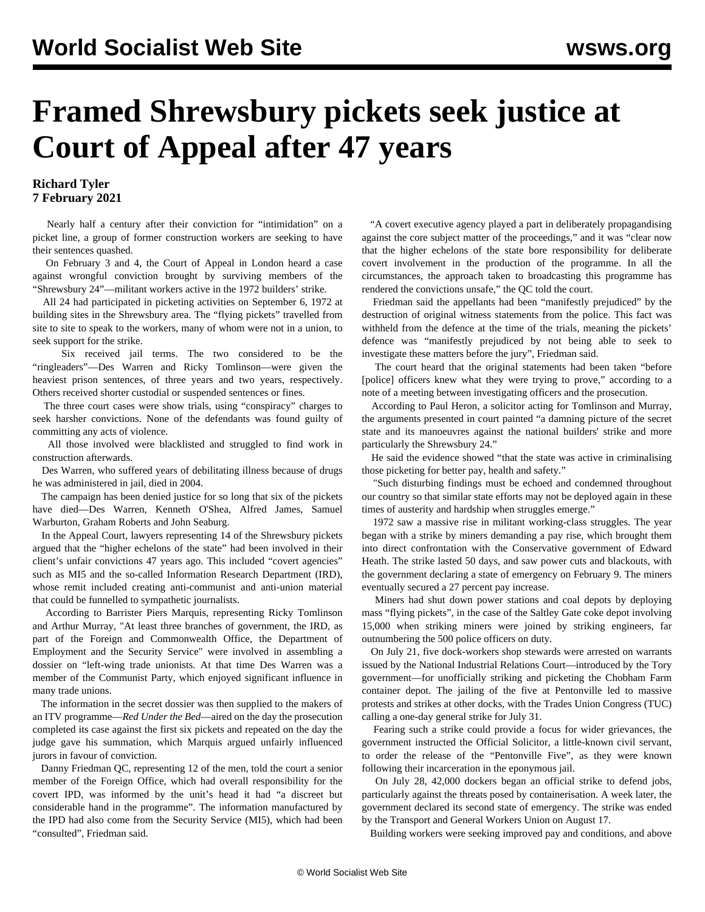# Framed Shrewsbury pickets seek justice at Court of Appeal after 47 years

**Richard Tyler**
**7 February 2021**

Nearly half a century after their conviction for "intimidation" on a picket line, a group of former construction workers are seeking to have their sentences quashed.

On February 3 and 4, the Court of Appeal in London heard a case against wrongful conviction brought by surviving members of the "Shrewsbury 24"—militant workers active in the 1972 builders' strike.

All 24 had participated in picketing activities on September 6, 1972 at building sites in the Shrewsbury area. The "flying pickets" travelled from site to site to speak to the workers, many of whom were not in a union, to seek support for the strike.

Six received jail terms. The two considered to be the "ringleaders"—Des Warren and Ricky Tomlinson—were given the heaviest prison sentences, of three years and two years, respectively. Others received shorter custodial or suspended sentences or fines.

The three court cases were show trials, using "conspiracy" charges to seek harsher convictions. None of the defendants was found guilty of committing any acts of violence.

All those involved were blacklisted and struggled to find work in construction afterwards.

Des Warren, who suffered years of debilitating illness because of drugs he was administered in jail, died in 2004.

The campaign has been denied justice for so long that six of the pickets have died—Des Warren, Kenneth O'Shea, Alfred James, Samuel Warburton, Graham Roberts and John Seaburg.

In the Appeal Court, lawyers representing 14 of the Shrewsbury pickets argued that the "higher echelons of the state" had been involved in their client's unfair convictions 47 years ago. This included "covert agencies" such as MI5 and the so-called Information Research Department (IRD), whose remit included creating anti-communist and anti-union material that could be funnelled to sympathetic journalists.

According to Barrister Piers Marquis, representing Ricky Tomlinson and Arthur Murray, "At least three branches of government, the IRD, as part of the Foreign and Commonwealth Office, the Department of Employment and the Security Service" were involved in assembling a dossier on "left-wing trade unionists. At that time Des Warren was a member of the Communist Party, which enjoyed significant influence in many trade unions.

The information in the secret dossier was then supplied to the makers of an ITV programme—*Red Under the Bed*—aired on the day the prosecution completed its case against the first six pickets and repeated on the day the judge gave his summation, which Marquis argued unfairly influenced jurors in favour of conviction.

Danny Friedman QC, representing 12 of the men, told the court a senior member of the Foreign Office, which had overall responsibility for the covert IPD, was informed by the unit's head it had "a discreet but considerable hand in the programme". The information manufactured by the IPD had also come from the Security Service (MI5), which had been "consulted", Friedman said.

"A covert executive agency played a part in deliberately propagandising against the core subject matter of the proceedings," and it was "clear now that the higher echelons of the state bore responsibility for deliberate covert involvement in the production of the programme. In all the circumstances, the approach taken to broadcasting this programme has rendered the convictions unsafe," the QC told the court.

Friedman said the appellants had been "manifestly prejudiced" by the destruction of original witness statements from the police. This fact was withheld from the defence at the time of the trials, meaning the pickets' defence was "manifestly prejudiced by not being able to seek to investigate these matters before the jury", Friedman said.

The court heard that the original statements had been taken "before [police] officers knew what they were trying to prove," according to a note of a meeting between investigating officers and the prosecution.

According to Paul Heron, a solicitor acting for Tomlinson and Murray, the arguments presented in court painted "a damning picture of the secret state and its manoeuvres against the national builders' strike and more particularly the Shrewsbury 24."

He said the evidence showed "that the state was active in criminalising those picketing for better pay, health and safety."

"Such disturbing findings must be echoed and condemned throughout our country so that similar state efforts may not be deployed again in these times of austerity and hardship when struggles emerge."

1972 saw a massive rise in militant working-class struggles. The year began with a strike by miners demanding a pay rise, which brought them into direct confrontation with the Conservative government of Edward Heath. The strike lasted 50 days, and saw power cuts and blackouts, with the government declaring a state of emergency on February 9. The miners eventually secured a 27 percent pay increase.

Miners had shut down power stations and coal depots by deploying mass "flying pickets", in the case of the Saltley Gate coke depot involving 15,000 when striking miners were joined by striking engineers, far outnumbering the 500 police officers on duty.

On July 21, five dock-workers shop stewards were arrested on warrants issued by the National Industrial Relations Court—introduced by the Tory government—for unofficially striking and picketing the Chobham Farm container depot. The jailing of the five at Pentonville led to massive protests and strikes at other docks, with the Trades Union Congress (TUC) calling a one-day general strike for July 31.

Fearing such a strike could provide a focus for wider grievances, the government instructed the Official Solicitor, a little-known civil servant, to order the release of the "Pentonville Five", as they were known following their incarceration in the eponymous jail.

On July 28, 42,000 dockers began an official strike to defend jobs, particularly against the threats posed by containerisation. A week later, the government declared its second state of emergency. The strike was ended by the Transport and General Workers Union on August 17.

Building workers were seeking improved pay and conditions, and above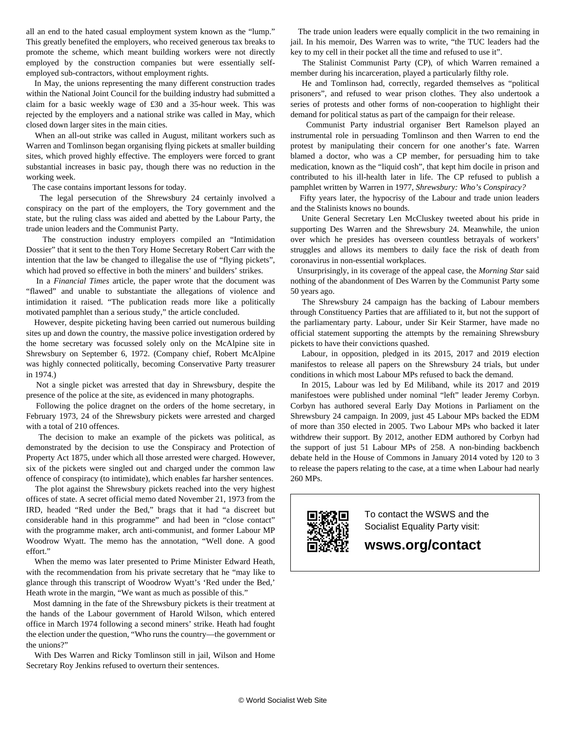all an end to the hated casual employment system known as the "lump." This greatly benefited the employers, who received generous tax breaks to promote the scheme, which meant building workers were not directly employed by the construction companies but were essentially self-employed sub-contractors, without employment rights.

In May, the unions representing the many different construction trades within the National Joint Council for the building industry had submitted a claim for a basic weekly wage of £30 and a 35-hour week. This was rejected by the employers and a national strike was called in May, which closed down larger sites in the main cities.

When an all-out strike was called in August, militant workers such as Warren and Tomlinson began organising flying pickets at smaller building sites, which proved highly effective. The employers were forced to grant substantial increases in basic pay, though there was no reduction in the working week.

The case contains important lessons for today.

The legal persecution of the Shrewsbury 24 certainly involved a conspiracy on the part of the employers, the Tory government and the state, but the ruling class was aided and abetted by the Labour Party, the trade union leaders and the Communist Party.

The construction industry employers compiled an "Intimidation Dossier" that it sent to the then Tory Home Secretary Robert Carr with the intention that the law be changed to illegalise the use of "flying pickets", which had proved so effective in both the miners' and builders' strikes.

In a *Financial Times* article, the paper wrote that the document was "flawed" and unable to substantiate the allegations of violence and intimidation it raised. "The publication reads more like a politically motivated pamphlet than a serious study," the article concluded.

However, despite picketing having been carried out numerous building sites up and down the country, the massive police investigation ordered by the home secretary was focussed solely only on the McAlpine site in Shrewsbury on September 6, 1972. (Company chief, Robert McAlpine was highly connected politically, becoming Conservative Party treasurer in 1974.)

Not a single picket was arrested that day in Shrewsbury, despite the presence of the police at the site, as evidenced in many photographs.

Following the police dragnet on the orders of the home secretary, in February 1973, 24 of the Shrewsbury pickets were arrested and charged with a total of 210 offences.

The decision to make an example of the pickets was political, as demonstrated by the decision to use the Conspiracy and Protection of Property Act 1875, under which all those arrested were charged. However, six of the pickets were singled out and charged under the common law offence of conspiracy (to intimidate), which enables far harsher sentences.

The plot against the Shrewsbury pickets reached into the very highest offices of state. A secret official memo dated November 21, 1973 from the IRD, headed "Red under the Bed," brags that it had "a discreet but considerable hand in this programme" and had been in "close contact" with the programme maker, arch anti-communist, and former Labour MP Woodrow Wyatt. The memo has the annotation, "Well done. A good effort."

When the memo was later presented to Prime Minister Edward Heath, with the recommendation from his private secretary that he "may like to glance through this transcript of Woodrow Wyatt's 'Red under the Bed,' Heath wrote in the margin, "We want as much as possible of this."

Most damning in the fate of the Shrewsbury pickets is their treatment at the hands of the Labour government of Harold Wilson, which entered office in March 1974 following a second miners' strike. Heath had fought the election under the question, "Who runs the country—the government or the unions?"

With Des Warren and Ricky Tomlinson still in jail, Wilson and Home Secretary Roy Jenkins refused to overturn their sentences.

The trade union leaders were equally complicit in the two remaining in jail. In his memoir, Des Warren was to write, "the TUC leaders had the key to my cell in their pocket all the time and refused to use it".

The Stalinist Communist Party (CP), of which Warren remained a member during his incarceration, played a particularly filthy role.

He and Tomlinson had, correctly, regarded themselves as "political prisoners", and refused to wear prison clothes. They also undertook a series of protests and other forms of non-cooperation to highlight their demand for political status as part of the campaign for their release.

Communist Party industrial organiser Bert Ramelson played an instrumental role in persuading Tomlinson and then Warren to end the protest by manipulating their concern for one another's fate. Warren blamed a doctor, who was a CP member, for persuading him to take medication, known as the "liquid cosh", that kept him docile in prison and contributed to his ill-health later in life. The CP refused to publish a pamphlet written by Warren in 1977, *Shrewsbury: Who's Conspiracy?*

Fifty years later, the hypocrisy of the Labour and trade union leaders and the Stalinists knows no bounds.

Unite General Secretary Len McCluskey tweeted about his pride in supporting Des Warren and the Shrewsbury 24. Meanwhile, the union over which he presides has overseen countless betrayals of workers' struggles and allows its members to daily face the risk of death from coronavirus in non-essential workplaces.

Unsurprisingly, in its coverage of the appeal case, the *Morning Star* said nothing of the abandonment of Des Warren by the Communist Party some 50 years ago.

The Shrewsbury 24 campaign has the backing of Labour members through Constituency Parties that are affiliated to it, but not the support of the parliamentary party. Labour, under Sir Keir Starmer, have made no official statement supporting the attempts by the remaining Shrewsbury pickets to have their convictions quashed.

Labour, in opposition, pledged in its 2015, 2017 and 2019 election manifestos to release all papers on the Shrewsbury 24 trials, but under conditions in which most Labour MPs refused to back the demand.

In 2015, Labour was led by Ed Miliband, while its 2017 and 2019 manifestoes were published under nominal "left" leader Jeremy Corbyn. Corbyn has authored several Early Day Motions in Parliament on the Shrewsbury 24 campaign. In 2009, just 45 Labour MPs backed the EDM of more than 350 elected in 2005. Two Labour MPs who backed it later withdrew their support. By 2012, another EDM authored by Corbyn had the support of just 51 Labour MPs of 258. A non-binding backbench debate held in the House of Commons in January 2014 voted by 120 to 3 to release the papers relating to the case, at a time when Labour had nearly 260 MPs.

To contact the WSWS and the Socialist Equality Party visit:

**wsws.org/contact**